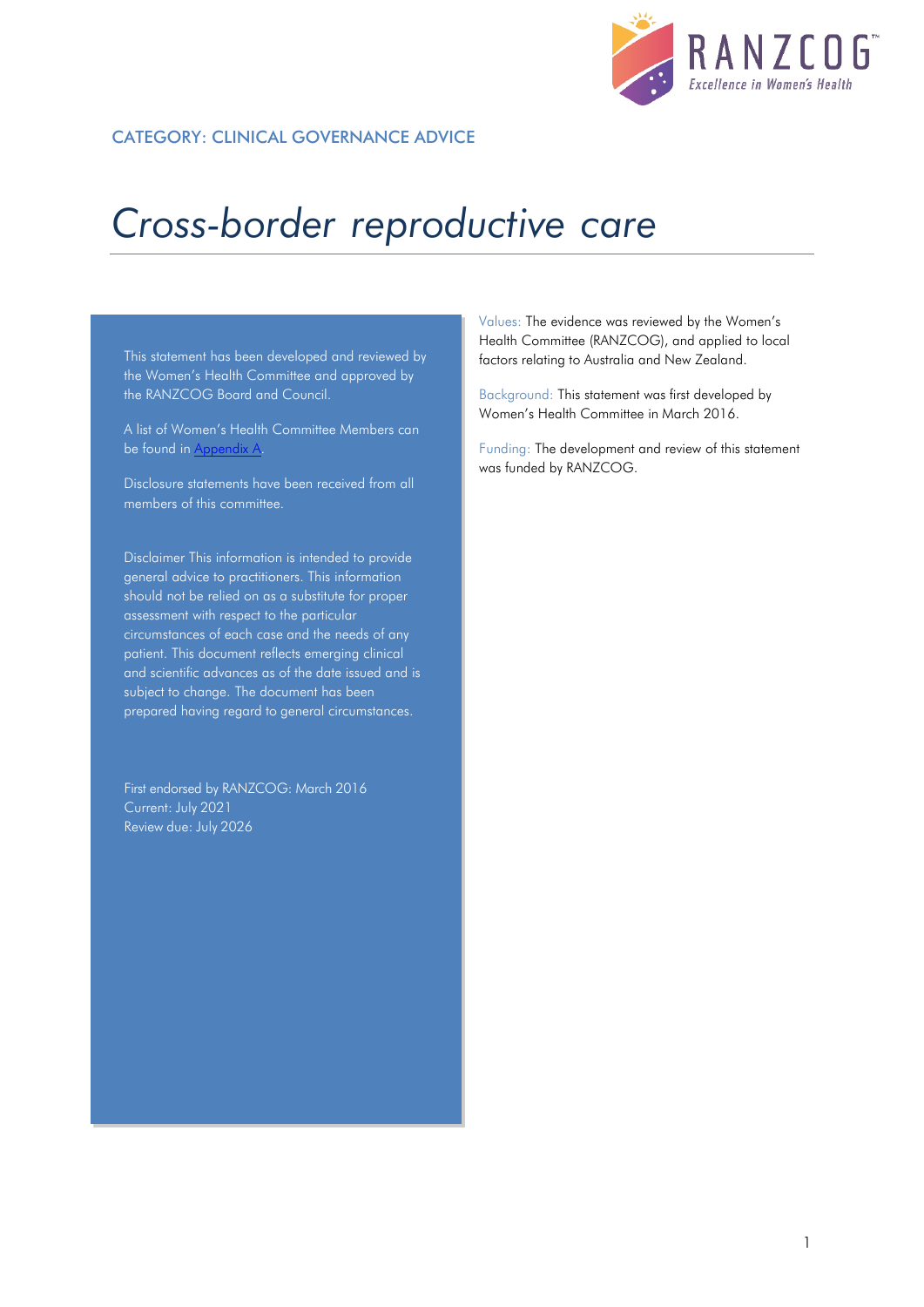CATEGORY: CLINICAL GOVERNANCE ADVICE

# *Cross-border reproductive care*

This statement has been developed and reviewed by the Women's Health Committee and approved by the RANZCOG Board and Council.

A list of Women's Health Committee Members can be found in [Appendix A](#).

Disclosure statements have been received from all members of this committee.

Disclaimer This information is intended to provide general advice to practitioners. This information should not be relied on as a substitute for proper assessment with respect to the particular circumstances of each case and the needs of any patient. This document reflects emerging clinical and scientific advances as of the date issued and is subject to change. The document has been prepared having regard to general circumstances.

First endorsed by RANZCOG: March 2016
Current: July 2021
Review due: July 2026

Values: The evidence was reviewed by the Women's Health Committee (RANZCOG), and applied to local factors relating to Australia and New Zealand.

Background: This statement was first developed by Women's Health Committee in March 2016.

Funding: The development and review of this statement was funded by RANZCOG.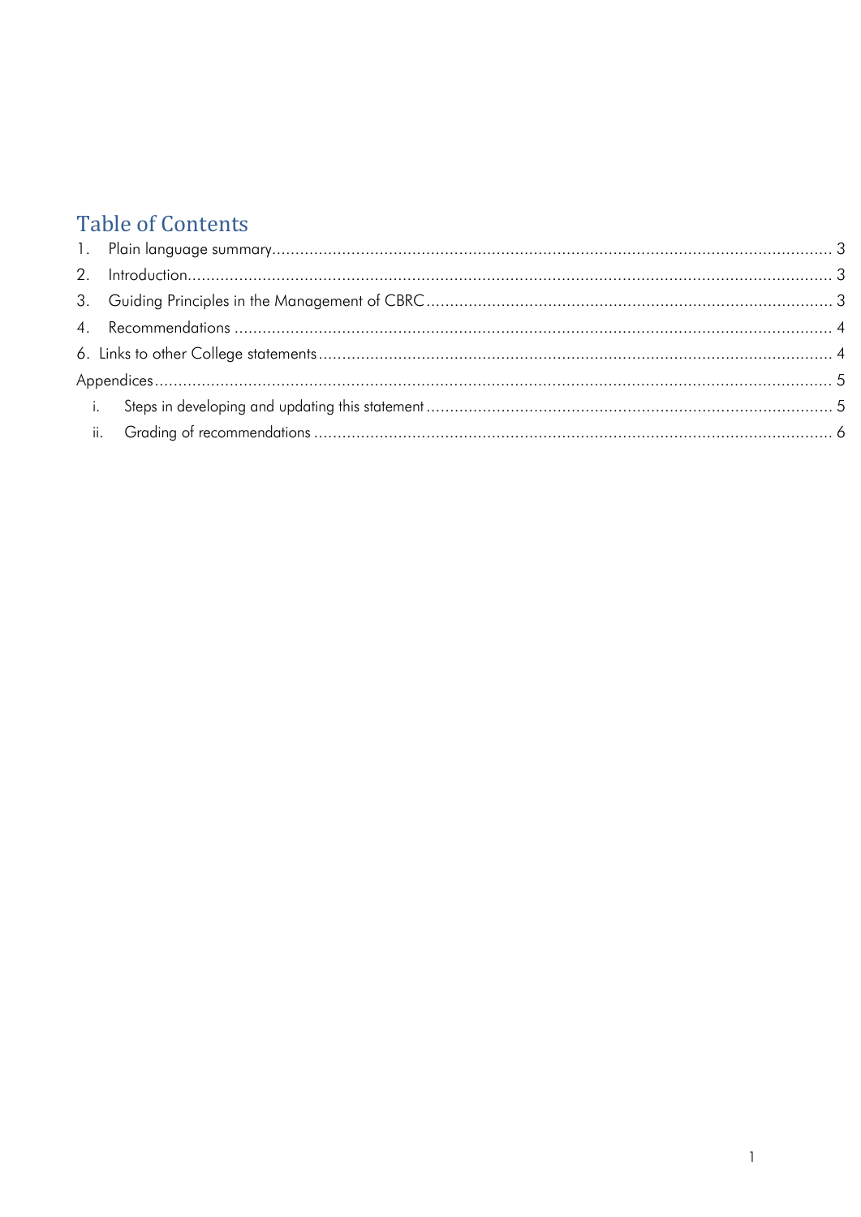# Table of Contents

1. Plain language summary ........ 3
2. Introduction ........ 3
3. Guiding Principles in the Management of CBRC ........ 3
4. Recommendations ........ 4

6. Links to other College statements ........ 4

Appendices ........ 5

i. Steps in developing and updating this statement ........ 5

ii. Grading of recommendations ........ 6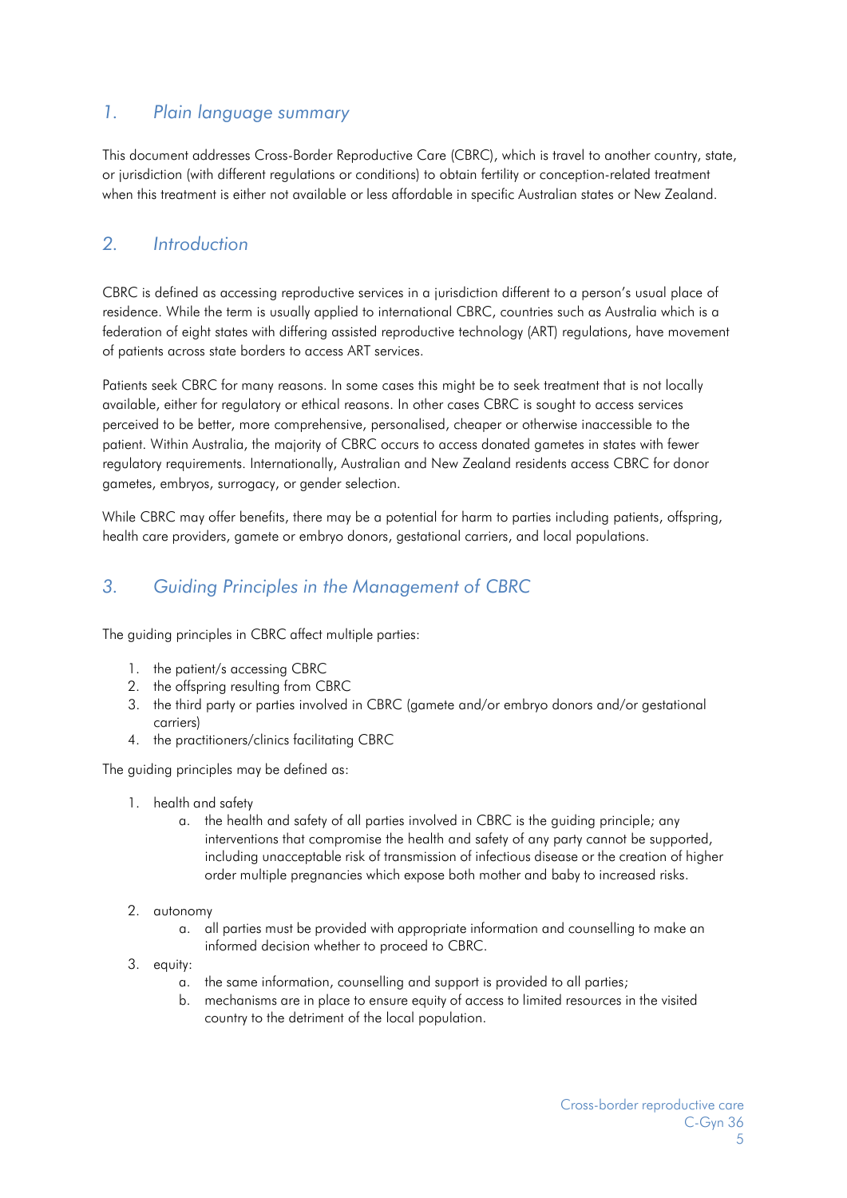## 1. *Plain language summary*

This document addresses Cross-Border Reproductive Care (CBRC), which is travel to another country, state, or jurisdiction (with different regulations or conditions) to obtain fertility or conception-related treatment when this treatment is either not available or less affordable in specific Australian states or New Zealand.

## 2. *Introduction*

CBRC is defined as accessing reproductive services in a jurisdiction different to a person's usual place of residence. While the term is usually applied to international CBRC, countries such as Australia which is a federation of eight states with differing assisted reproductive technology (ART) regulations, have movement of patients across state borders to access ART services.

Patients seek CBRC for many reasons. In some cases this might be to seek treatment that is not locally available, either for regulatory or ethical reasons. In other cases CBRC is sought to access services perceived to be better, more comprehensive, personalised, cheaper or otherwise inaccessible to the patient. Within Australia, the majority of CBRC occurs to access donated gametes in states with fewer regulatory requirements. Internationally, Australian and New Zealand residents access CBRC for donor gametes, embryos, surrogacy, or gender selection.

While CBRC may offer benefits, there may be a potential for harm to parties including patients, offspring, health care providers, gamete or embryo donors, gestational carriers, and local populations.

## 3. *Guiding Principles in the Management of CBRC*

The guiding principles in CBRC affect multiple parties:

1. the patient/s accessing CBRC
2. the offspring resulting from CBRC
3. the third party or parties involved in CBRC (gamete and/or embryo donors and/or gestational carriers)
4. the practitioners/clinics facilitating CBRC

The guiding principles may be defined as:

1. health and safety
   a. the health and safety of all parties involved in CBRC is the guiding principle; any interventions that compromise the health and safety of any party cannot be supported, including unacceptable risk of transmission of infectious disease or the creation of higher order multiple pregnancies which expose both mother and baby to increased risks.
2. autonomy
   a. all parties must be provided with appropriate information and counselling to make an informed decision whether to proceed to CBRC.
3. equity:
   a. the same information, counselling and support is provided to all parties;
   b. mechanisms are in place to ensure equity of access to limited resources in the visited country to the detriment of the local population.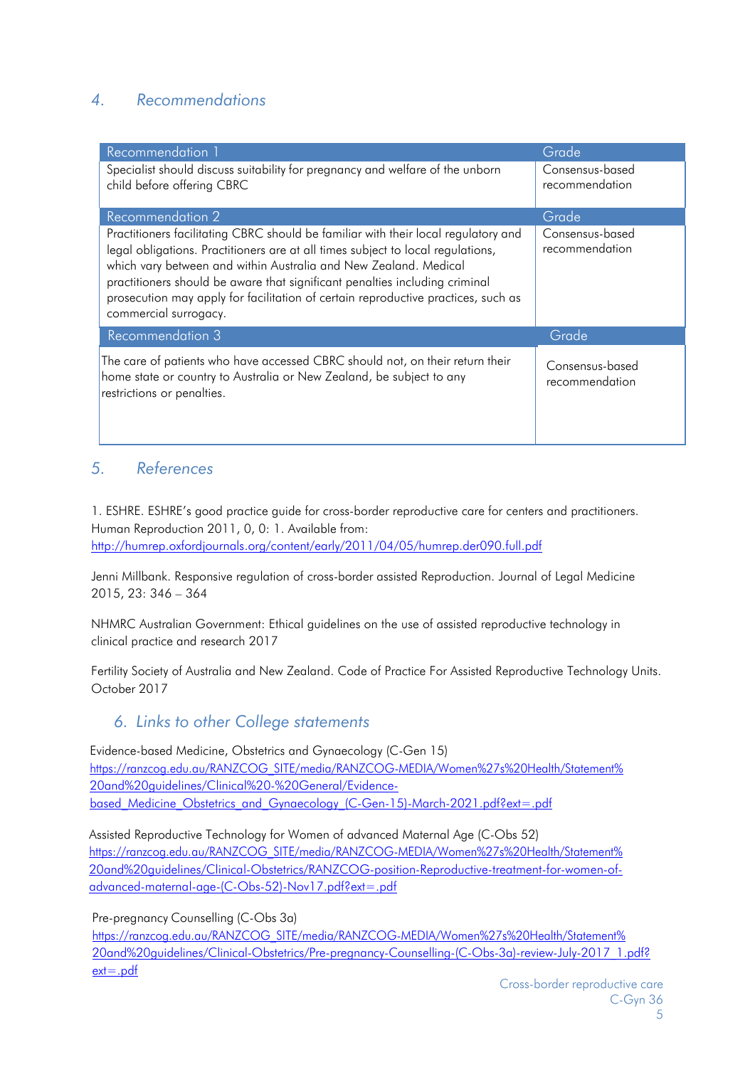## 4. Recommendations

| Recommendation 1 | Grade |
|---|---|
| Specialist should discuss suitability for pregnancy and welfare of the unborn child before offering CBRC | Consensus-based recommendation |
| **Recommendation 2** | **Grade** |
| Practitioners facilitating CBRC should be familiar with their local regulatory and legal obligations. Practitioners are at all times subject to local regulations, which vary between and within Australia and New Zealand. Medical practitioners should be aware that significant penalties including criminal prosecution may apply for facilitation of certain reproductive practices, such as commercial surrogacy. | Consensus-based recommendation |
| **Recommendation 3** | **Grade** |
| The care of patients who have accessed CBRC should not, on their return their home state or country to Australia or New Zealand, be subject to any restrictions or penalties. | Consensus-based recommendation |

## 5. References

1. ESHRE. ESHRE's good practice guide for cross-border reproductive care for centers and practitioners. Human Reproduction 2011, 0, 0: 1. Available from: http://humrep.oxfordjournals.org/content/early/2011/04/05/humrep.der090.full.pdf

Jenni Millbank. Responsive regulation of cross-border assisted Reproduction. Journal of Legal Medicine 2015, 23: 346 – 364

NHMRC Australian Government: Ethical guidelines on the use of assisted reproductive technology in clinical practice and research 2017

Fertility Society of Australia and New Zealand. Code of Practice For Assisted Reproductive Technology Units. October 2017

## 6. Links to other College statements

Evidence-based Medicine, Obstetrics and Gynaecology (C-Gen 15)
https://ranzcog.edu.au/RANZCOG_SITE/media/RANZCOG-MEDIA/Women%27s%20Health/Statement%20and%20guidelines/Clinical%20-%20General/Evidence-based_Medicine_Obstetrics_and_Gynaecology_(C-Gen-15)-March-2021.pdf?ext=.pdf

Assisted Reproductive Technology for Women of advanced Maternal Age (C-Obs 52)
https://ranzcog.edu.au/RANZCOG_SITE/media/RANZCOG-MEDIA/Women%27s%20Health/Statement%20and%20guidelines/Clinical-Obstetrics/RANZCOG-position-Reproductive-treatment-for-women-of-advanced-maternal-age-(C-Obs-52)-Nov17.pdf?ext=.pdf

Pre-pregnancy Counselling (C-Obs 3a)
https://ranzcog.edu.au/RANZCOG_SITE/media/RANZCOG-MEDIA/Women%27s%20Health/Statement%20and%20guidelines/Clinical-Obstetrics/Pre-pregnancy-Counselling-(C-Obs-3a)-review-July-2017_1.pdf?ext=.pdf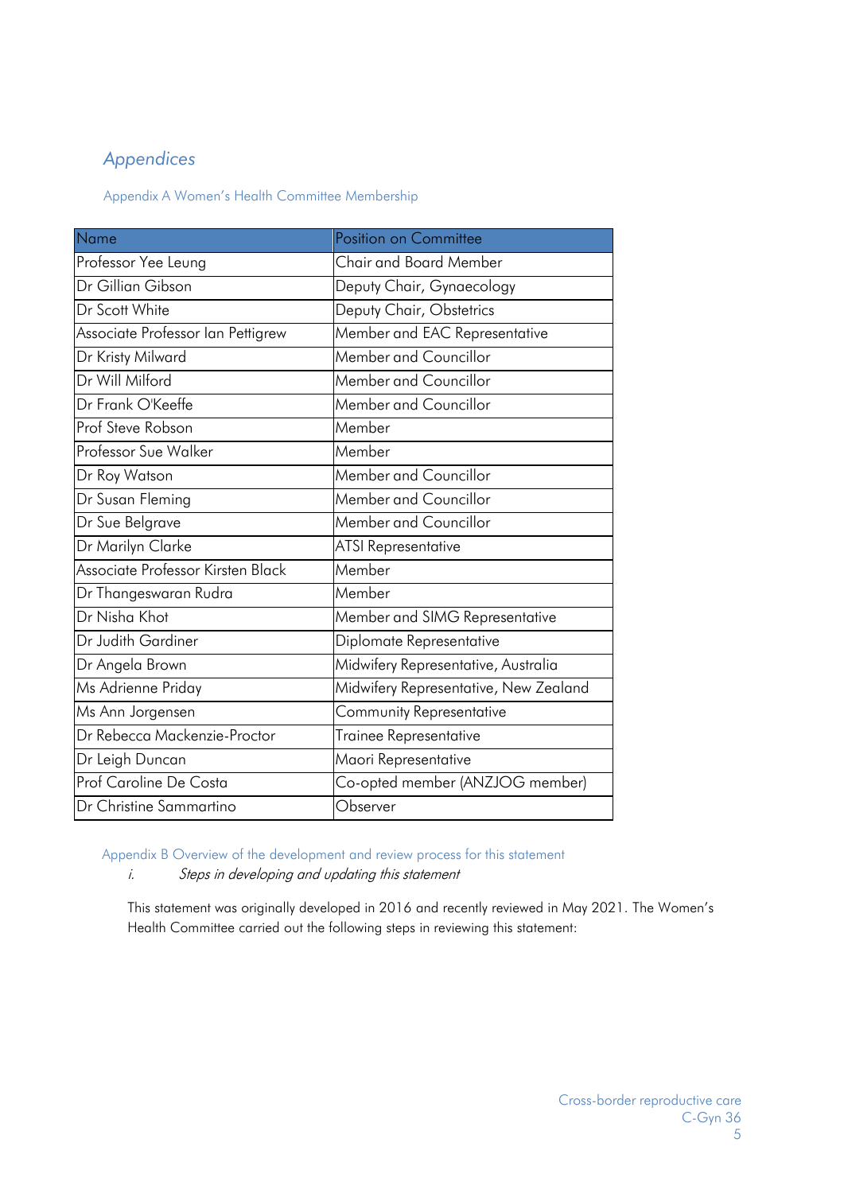# Appendices

## Appendix A Women's Health Committee Membership

| Name | Position on Committee |
|---|---|
| Professor Yee Leung | Chair and Board Member |
| Dr Gillian Gibson | Deputy Chair, Gynaecology |
| Dr Scott White | Deputy Chair, Obstetrics |
| Associate Professor Ian Pettigrew | Member and EAC Representative |
| Dr Kristy Milward | Member and Councillor |
| Dr Will Milford | Member and Councillor |
| Dr Frank O'Keeffe | Member and Councillor |
| Prof Steve Robson | Member |
| Professor Sue Walker | Member |
| Dr Roy Watson | Member and Councillor |
| Dr Susan Fleming | Member and Councillor |
| Dr Sue Belgrave | Member and Councillor |
| Dr Marilyn Clarke | ATSI Representative |
| Associate Professor Kirsten Black | Member |
| Dr Thangeswaran Rudra | Member |
| Dr Nisha Khot | Member and SIMG Representative |
| Dr Judith Gardiner | Diplomate Representative |
| Dr Angela Brown | Midwifery Representative, Australia |
| Ms Adrienne Priday | Midwifery Representative, New Zealand |
| Ms Ann Jorgensen | Community Representative |
| Dr Rebecca Mackenzie-Proctor | Trainee Representative |
| Dr Leigh Duncan | Maori Representative |
| Prof Caroline De Costa | Co-opted member (ANZJOG member) |
| Dr Christine Sammartino | Observer |

## Appendix B Overview of the development and review process for this statement

*i. Steps in developing and updating this statement*

This statement was originally developed in 2016 and recently reviewed in May 2021. The Women's Health Committee carried out the following steps in reviewing this statement: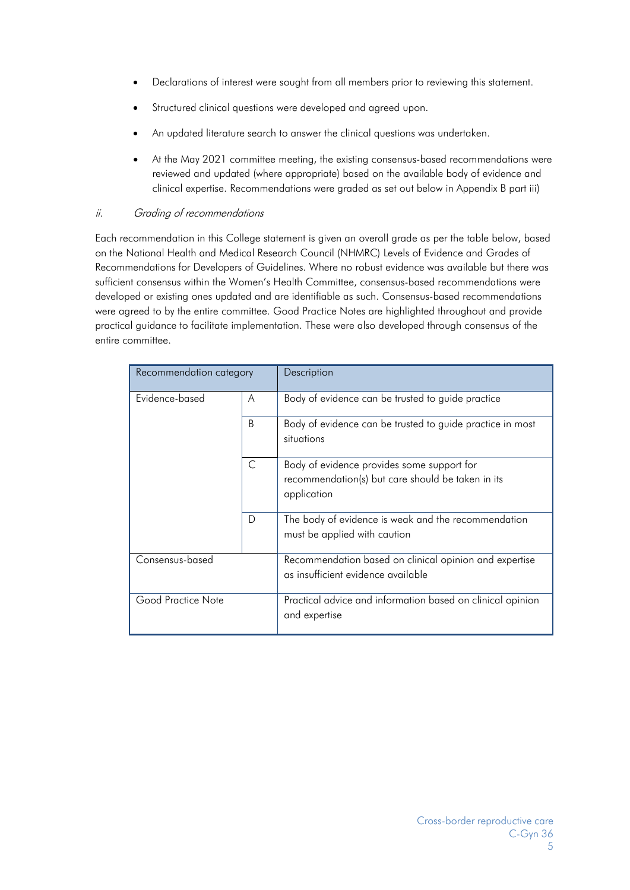- Declarations of interest were sought from all members prior to reviewing this statement.
- Structured clinical questions were developed and agreed upon.
- An updated literature search to answer the clinical questions was undertaken.
- At the May 2021 committee meeting, the existing consensus-based recommendations were reviewed and updated (where appropriate) based on the available body of evidence and clinical expertise. Recommendations were graded as set out below in Appendix B part iii)

### *ii. Grading of recommendations*

Each recommendation in this College statement is given an overall grade as per the table below, based on the National Health and Medical Research Council (NHMRC) Levels of Evidence and Grades of Recommendations for Developers of Guidelines. Where no robust evidence was available but there was sufficient consensus within the Women's Health Committee, consensus-based recommendations were developed or existing ones updated and are identifiable as such. Consensus-based recommendations were agreed to by the entire committee. Good Practice Notes are highlighted throughout and provide practical guidance to facilitate implementation. These were also developed through consensus of the entire committee.

| Recommendation category | | Description |
|---|---|---|
| Evidence-based | A | Body of evidence can be trusted to guide practice |
| | B | Body of evidence can be trusted to guide practice in most situations |
| | C | Body of evidence provides some support for recommendation(s) but care should be taken in its application |
| | D | The body of evidence is weak and the recommendation must be applied with caution |
| Consensus-based | | Recommendation based on clinical opinion and expertise as insufficient evidence available |
| Good Practice Note | | Practical advice and information based on clinical opinion and expertise |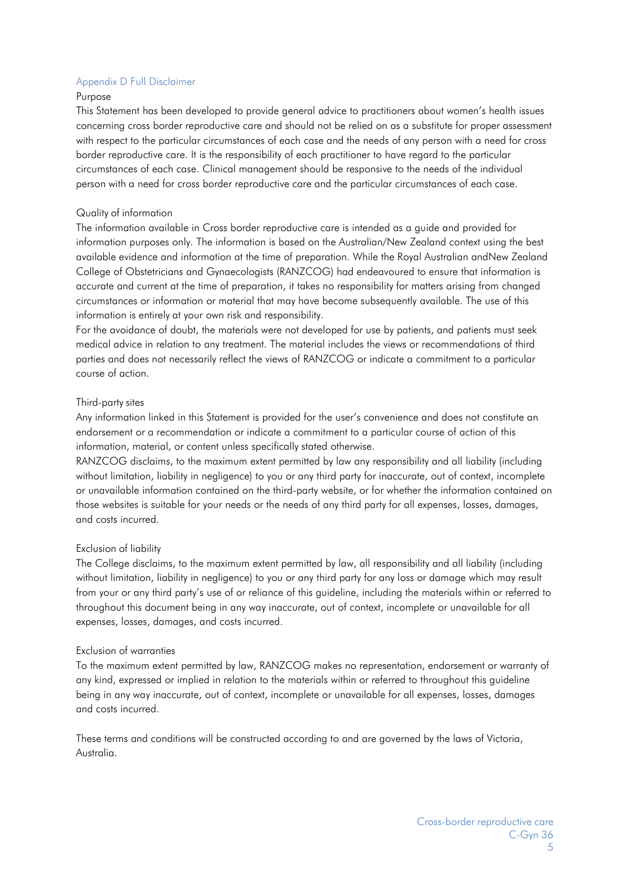## Appendix D Full Disclaimer

### Purpose

This Statement has been developed to provide general advice to practitioners about women's health issues concerning cross border reproductive care and should not be relied on as a substitute for proper assessment with respect to the particular circumstances of each case and the needs of any person with a need for cross border reproductive care. It is the responsibility of each practitioner to have regard to the particular circumstances of each case. Clinical management should be responsive to the needs of the individual person with a need for cross border reproductive care and the particular circumstances of each case.

### Quality of information

The information available in Cross border reproductive care is intended as a guide and provided for information purposes only. The information is based on the Australian/New Zealand context using the best available evidence and information at the time of preparation. While the Royal Australian andNew Zealand College of Obstetricians and Gynaecologists (RANZCOG) had endeavoured to ensure that information is accurate and current at the time of preparation, it takes no responsibility for matters arising from changed circumstances or information or material that may have become subsequently available. The use of this information is entirely at your own risk and responsibility.

For the avoidance of doubt, the materials were not developed for use by patients, and patients must seek medical advice in relation to any treatment. The material includes the views or recommendations of third parties and does not necessarily reflect the views of RANZCOG or indicate a commitment to a particular course of action.

### Third-party sites

Any information linked in this Statement is provided for the user's convenience and does not constitute an endorsement or a recommendation or indicate a commitment to a particular course of action of this information, material, or content unless specifically stated otherwise.

RANZCOG disclaims, to the maximum extent permitted by law any responsibility and all liability (including without limitation, liability in negligence) to you or any third party for inaccurate, out of context, incomplete or unavailable information contained on the third-party website, or for whether the information contained on those websites is suitable for your needs or the needs of any third party for all expenses, losses, damages, and costs incurred.

### Exclusion of liability

The College disclaims, to the maximum extent permitted by law, all responsibility and all liability (including without limitation, liability in negligence) to you or any third party for any loss or damage which may result from your or any third party's use of or reliance of this guideline, including the materials within or referred to throughout this document being in any way inaccurate, out of context, incomplete or unavailable for all expenses, losses, damages, and costs incurred.

### Exclusion of warranties

To the maximum extent permitted by law, RANZCOG makes no representation, endorsement or warranty of any kind, expressed or implied in relation to the materials within or referred to throughout this guideline being in any way inaccurate, out of context, incomplete or unavailable for all expenses, losses, damages and costs incurred.

These terms and conditions will be constructed according to and are governed by the laws of Victoria, Australia.